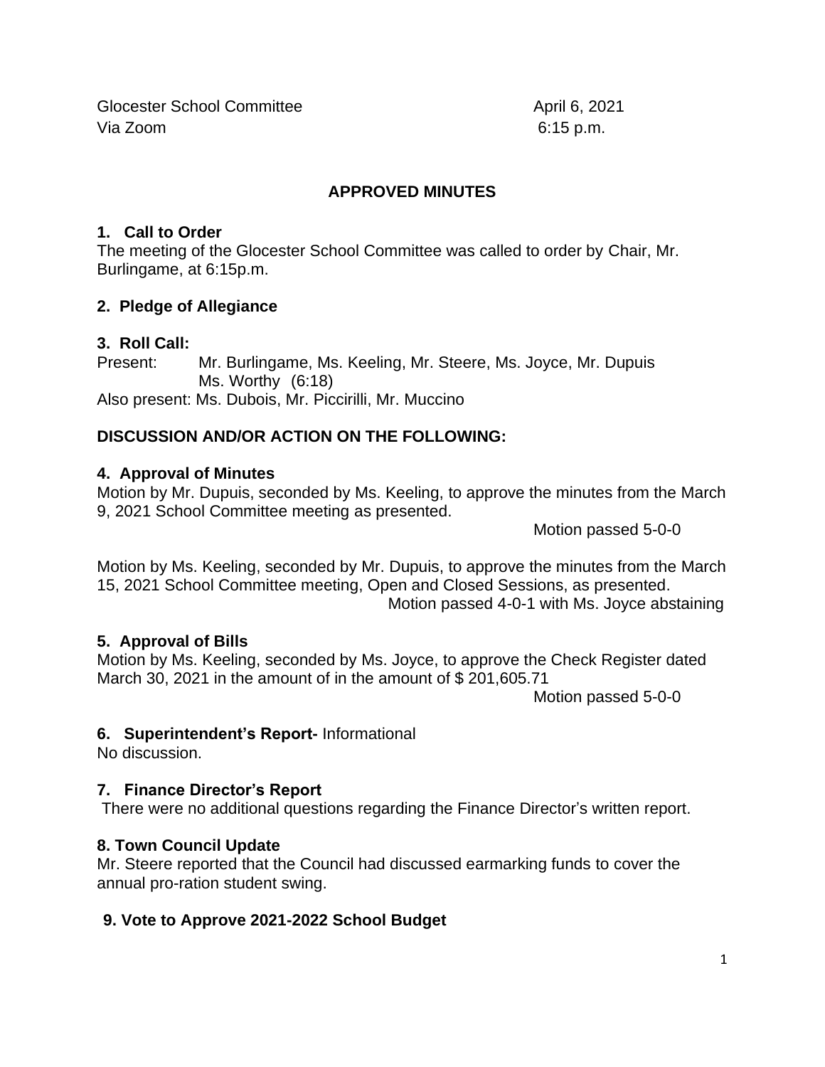Glocester School Committee April 6, 2021
Via Zoom 6:15 p.m.

## APPROVED MINUTES

### 1. Call to Order

The meeting of the Glocester School Committee was called to order by Chair, Mr. Burlingame, at 6:15p.m.

### 2. Pledge of Allegiance

### 3. Roll Call:

Present: Mr. Burlingame, Ms. Keeling, Mr. Steere, Ms. Joyce, Mr. Dupuis
Ms. Worthy (6:18)
Also present: Ms. Dubois, Mr. Piccirilli, Mr. Muccino

### DISCUSSION AND/OR ACTION ON THE FOLLOWING:

### 4. Approval of Minutes

Motion by Mr. Dupuis, seconded by Ms. Keeling, to approve the minutes from the March 9, 2021 School Committee meeting as presented.

Motion passed 5-0-0

Motion by Ms. Keeling, seconded by Mr. Dupuis, to approve the minutes from the March 15, 2021 School Committee meeting, Open and Closed Sessions, as presented.

Motion passed 4-0-1 with Ms. Joyce abstaining

### 5. Approval of Bills

Motion by Ms. Keeling, seconded by Ms. Joyce, to approve the Check Register dated March 30, 2021 in the amount of in the amount of $ 201,605.71

Motion passed 5-0-0

### 6. Superintendent's Report- Informational

No discussion.

### 7. Finance Director's Report

There were no additional questions regarding the Finance Director's written report.

### 8. Town Council Update

Mr. Steere reported that the Council had discussed earmarking funds to cover the annual pro-ration student swing.

### 9. Vote to Approve 2021-2022 School Budget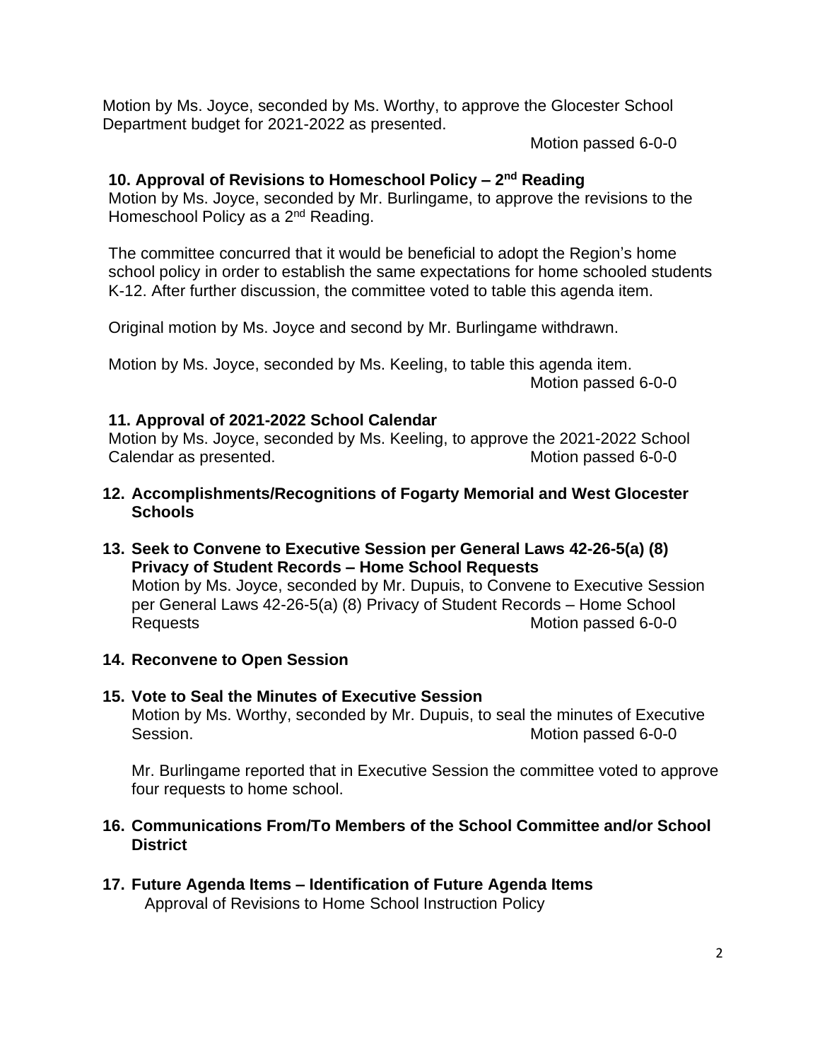Motion by Ms. Joyce, seconded by Ms. Worthy, to approve the Glocester School Department budget for 2021-2022 as presented.

Motion passed 6-0-0

**10. Approval of Revisions to Homeschool Policy – 2nd Reading**

Motion by Ms. Joyce, seconded by Mr. Burlingame, to approve the revisions to the Homeschool Policy as a 2nd Reading.

The committee concurred that it would be beneficial to adopt the Region's home school policy in order to establish the same expectations for home schooled students K-12. After further discussion, the committee voted to table this agenda item.

Original motion by Ms. Joyce and second by Mr. Burlingame withdrawn.

Motion by Ms. Joyce, seconded by Ms. Keeling, to table this agenda item.

Motion passed 6-0-0

**11. Approval of 2021-2022 School Calendar**

Motion by Ms. Joyce, seconded by Ms. Keeling, to approve the 2021-2022 School Calendar as presented. Motion passed 6-0-0

**12. Accomplishments/Recognitions of Fogarty Memorial and West Glocester Schools**

**13. Seek to Convene to Executive Session per General Laws 42-26-5(a) (8) Privacy of Student Records – Home School Requests**

Motion by Ms. Joyce, seconded by Mr. Dupuis, to Convene to Executive Session per General Laws 42-26-5(a) (8) Privacy of Student Records – Home School Requests Motion passed 6-0-0

**14. Reconvene to Open Session**

**15. Vote to Seal the Minutes of Executive Session**

Motion by Ms. Worthy, seconded by Mr. Dupuis, to seal the minutes of Executive Session. Motion passed 6-0-0

Mr. Burlingame reported that in Executive Session the committee voted to approve four requests to home school.

**16. Communications From/To Members of the School Committee and/or School District**

**17. Future Agenda Items – Identification of Future Agenda Items**

Approval of Revisions to Home School Instruction Policy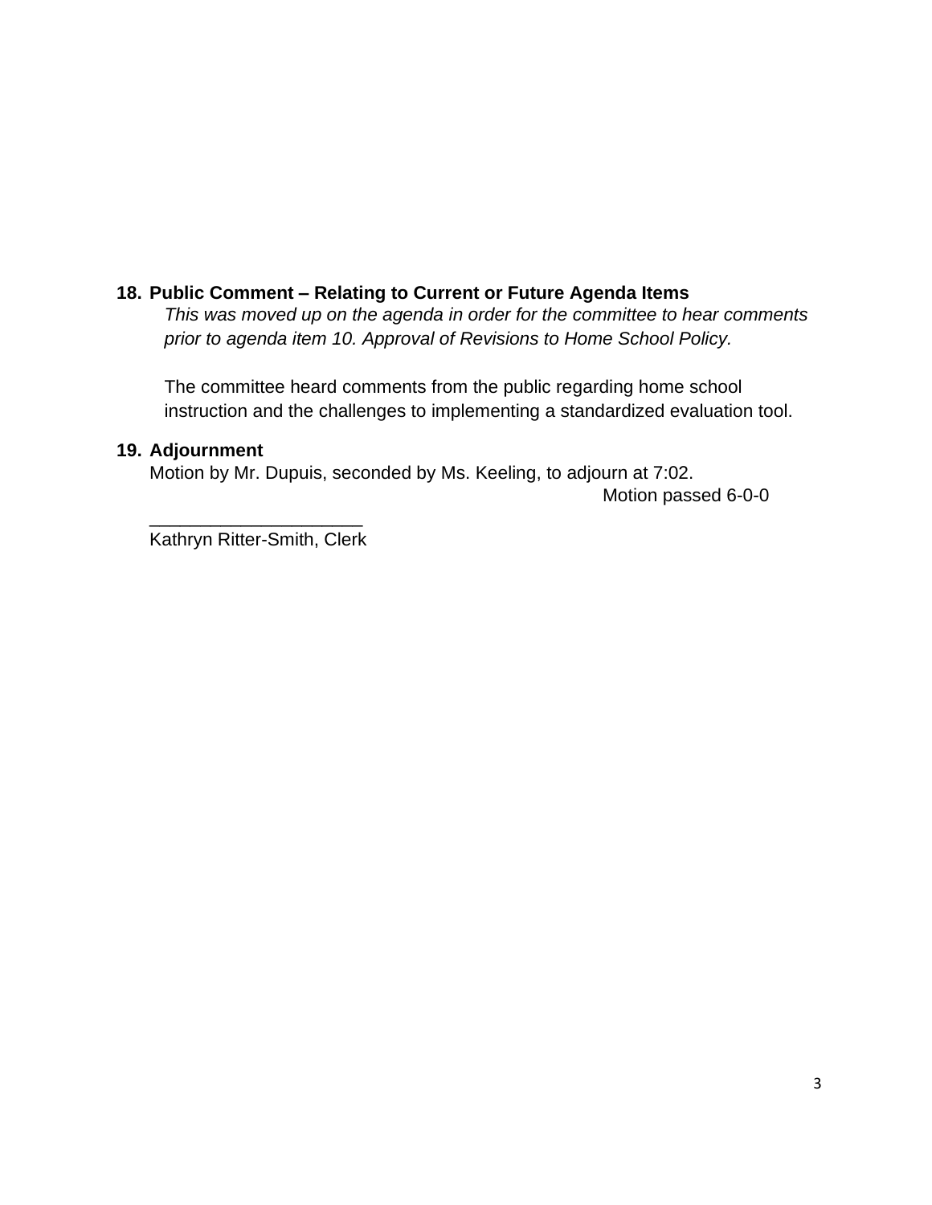**18. Public Comment – Relating to Current or Future Agenda Items**

*This was moved up on the agenda in order for the committee to hear comments prior to agenda item 10. Approval of Revisions to Home School Policy.*

The committee heard comments from the public regarding home school instruction and the challenges to implementing a standardized evaluation tool.

**19. Adjournment**

Motion by Mr. Dupuis, seconded by Ms. Keeling, to adjourn at 7:02.

Motion passed 6-0-0

_____________________

Kathryn Ritter-Smith, Clerk